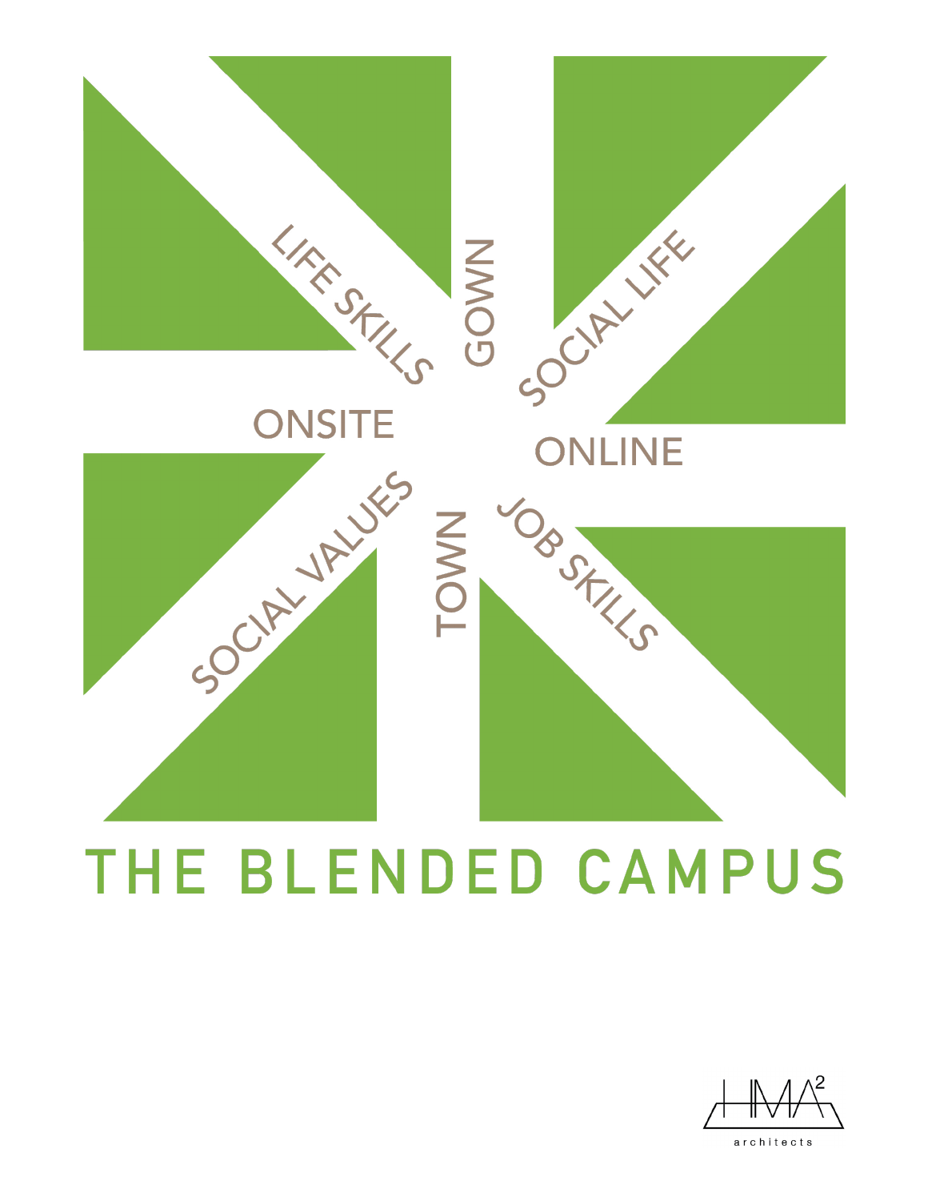LIFE SKILLS

GOWN

SOCIAL LIFE

ONSITE

ONLINE

SOCIAL VALUES

TOWN

JOB SKILLS

# THE BLENDED CAMPUS

HMA² architects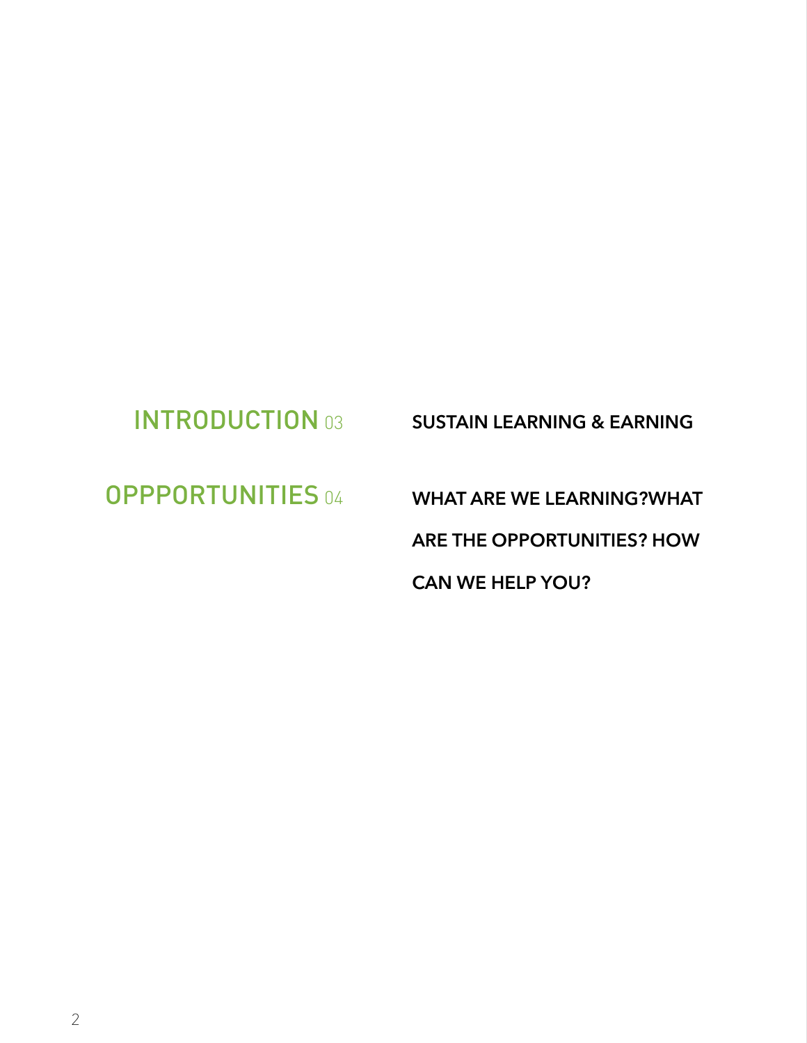| | |
|---|---|
| INTRODUCTION 03 | SUSTAIN LEARNING & EARNING |
| OPPPORTUNITIES 04 | WHAT ARE WE LEARNING?WHAT ARE THE OPPORTUNITIES? HOW CAN WE HELP YOU? |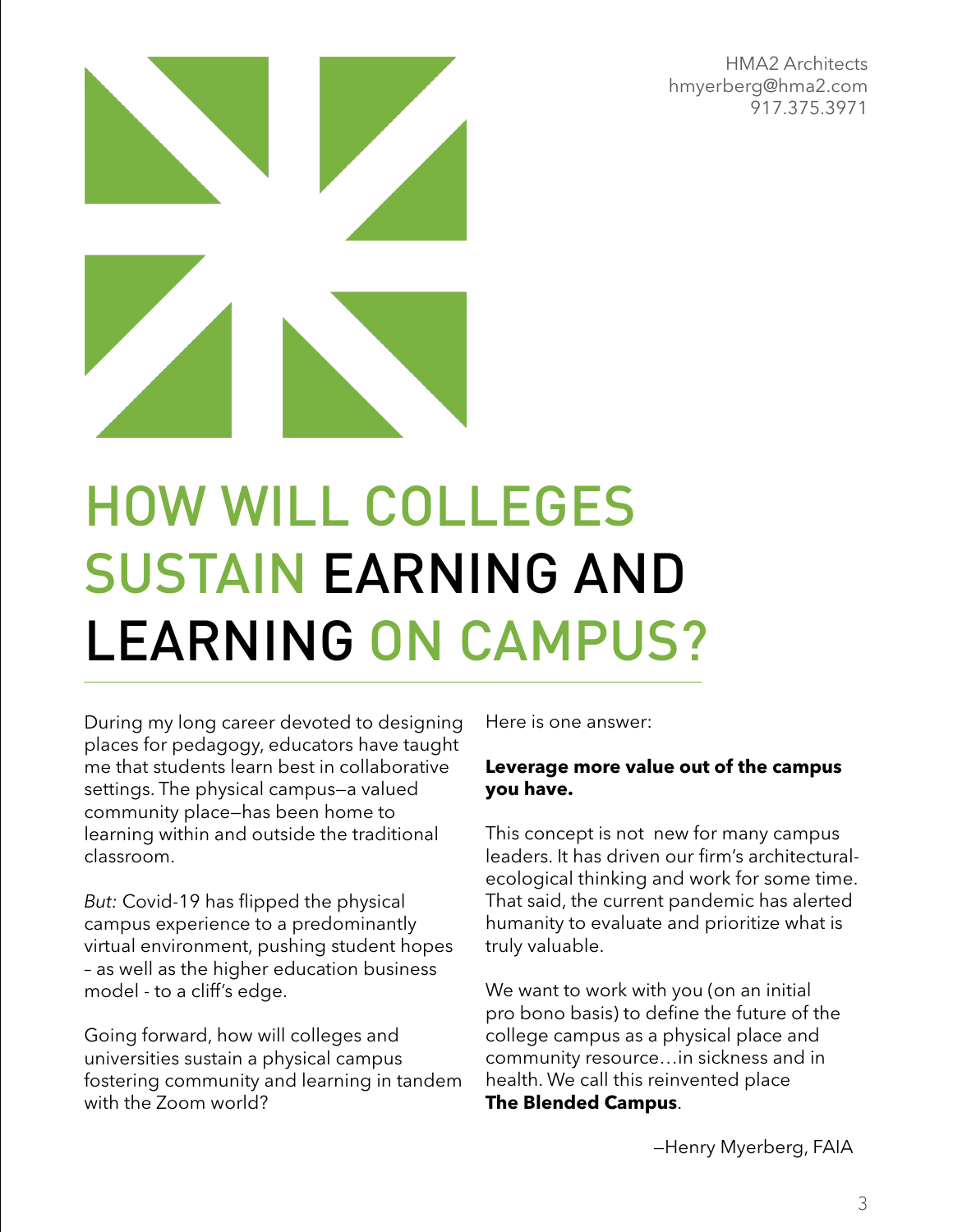HMA2 Architects
hmyerberg@hma2.com
917.375.3971

# HOW WILL COLLEGES SUSTAIN EARNING AND LEARNING ON CAMPUS?

During my long career devoted to designing places for pedagogy, educators have taught me that students learn best in collaborative settings. The physical campus—a valued community place—has been home to learning within and outside the traditional classroom.

*But:* Covid-19 has flipped the physical campus experience to a predominantly virtual environment, pushing student hopes – as well as the higher education business model - to a cliff's edge.

Going forward, how will colleges and universities sustain a physical campus fostering community and learning in tandem with the Zoom world?

Here is one answer:

**Leverage more value out of the campus you have.**

This concept is not new for many campus leaders. It has driven our firm's architectural-ecological thinking and work for some time. That said, the current pandemic has alerted humanity to evaluate and prioritize what is truly valuable.

We want to work with you (on an initial pro bono basis) to define the future of the college campus as a physical place and community resource…in sickness and in health. We call this reinvented place **The Blended Campus**.

—Henry Myerberg, FAIA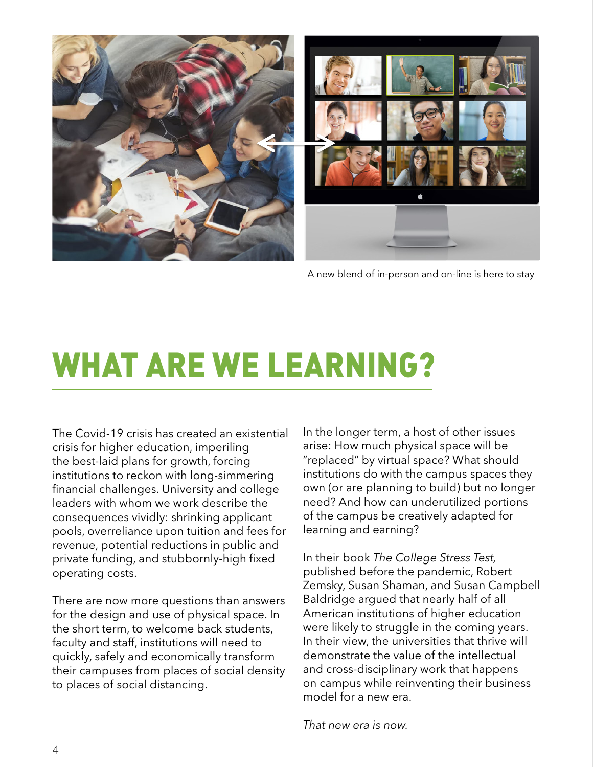A new blend of in-person and on-line is here to stay

# WHAT ARE WE LEARNING?

The Covid-19 crisis has created an existential crisis for higher education, imperiling the best-laid plans for growth, forcing institutions to reckon with long-simmering financial challenges. University and college leaders with whom we work describe the consequences vividly: shrinking applicant pools, overreliance upon tuition and fees for revenue, potential reductions in public and private funding, and stubbornly-high fixed operating costs.

There are now more questions than answers for the design and use of physical space. In the short term, to welcome back students, faculty and staff, institutions will need to quickly, safely and economically transform their campuses from places of social density to places of social distancing.

In the longer term, a host of other issues arise: How much physical space will be "replaced" by virtual space? What should institutions do with the campus spaces they own (or are planning to build) but no longer need? And how can underutilized portions of the campus be creatively adapted for learning and earning?

In their book *The College Stress Test,* published before the pandemic, Robert Zemsky, Susan Shaman, and Susan Campbell Baldridge argued that nearly half of all American institutions of higher education were likely to struggle in the coming years. In their view, the universities that thrive will demonstrate the value of the intellectual and cross-disciplinary work that happens on campus while reinventing their business model for a new era.

*That new era is now.*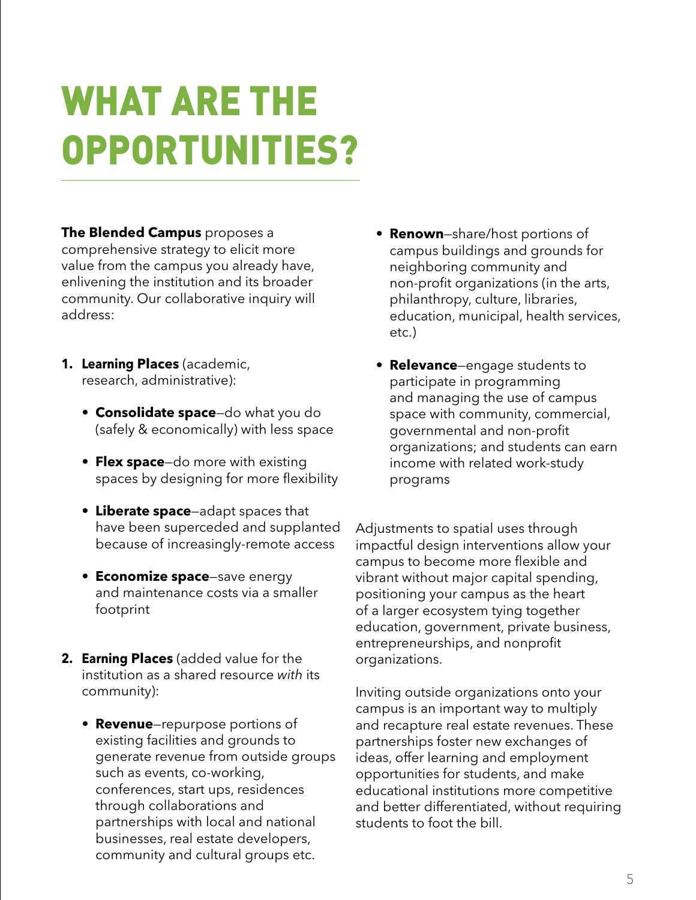# WHAT ARE THE OPPORTUNITIES?

**The Blended Campus** proposes a comprehensive strategy to elicit more value from the campus you already have, enlivening the institution and its broader community. Our collaborative inquiry will address:

1. **Learning Places** (academic, research, administrative):
   - **Consolidate space**—do what you do (safely & economically) with less space
   - **Flex space**—do more with existing spaces by designing for more flexibility
   - **Liberate space**—adapt spaces that have been superceded and supplanted because of increasingly-remote access
   - **Economize space**—save energy and maintenance costs via a smaller footprint

2. **Earning Places** (added value for the institution as a shared resource *with* its community):
   - **Revenue**—repurpose portions of existing facilities and grounds to generate revenue from outside groups such as events, co-working, conferences, start ups, residences through collaborations and partnerships with local and national businesses, real estate developers, community and cultural groups etc.
   - **Renown**—share/host portions of campus buildings and grounds for neighboring community and non-profit organizations (in the arts, philanthropy, culture, libraries, education, municipal, health services, etc.)
   - **Relevance**—engage students to participate in programming and managing the use of campus space with community, commercial, governmental and non-profit organizations; and students can earn income with related work-study programs

Adjustments to spatial uses through impactful design interventions allow your campus to become more flexible and vibrant without major capital spending, positioning your campus as the heart of a larger ecosystem tying together education, government, private business, entrepreneurships, and nonprofit organizations.

Inviting outside organizations onto your campus is an important way to multiply and recapture real estate revenues. These partnerships foster new exchanges of ideas, offer learning and employment opportunities for students, and make educational institutions more competitive and better differentiated, without requiring students to foot the bill.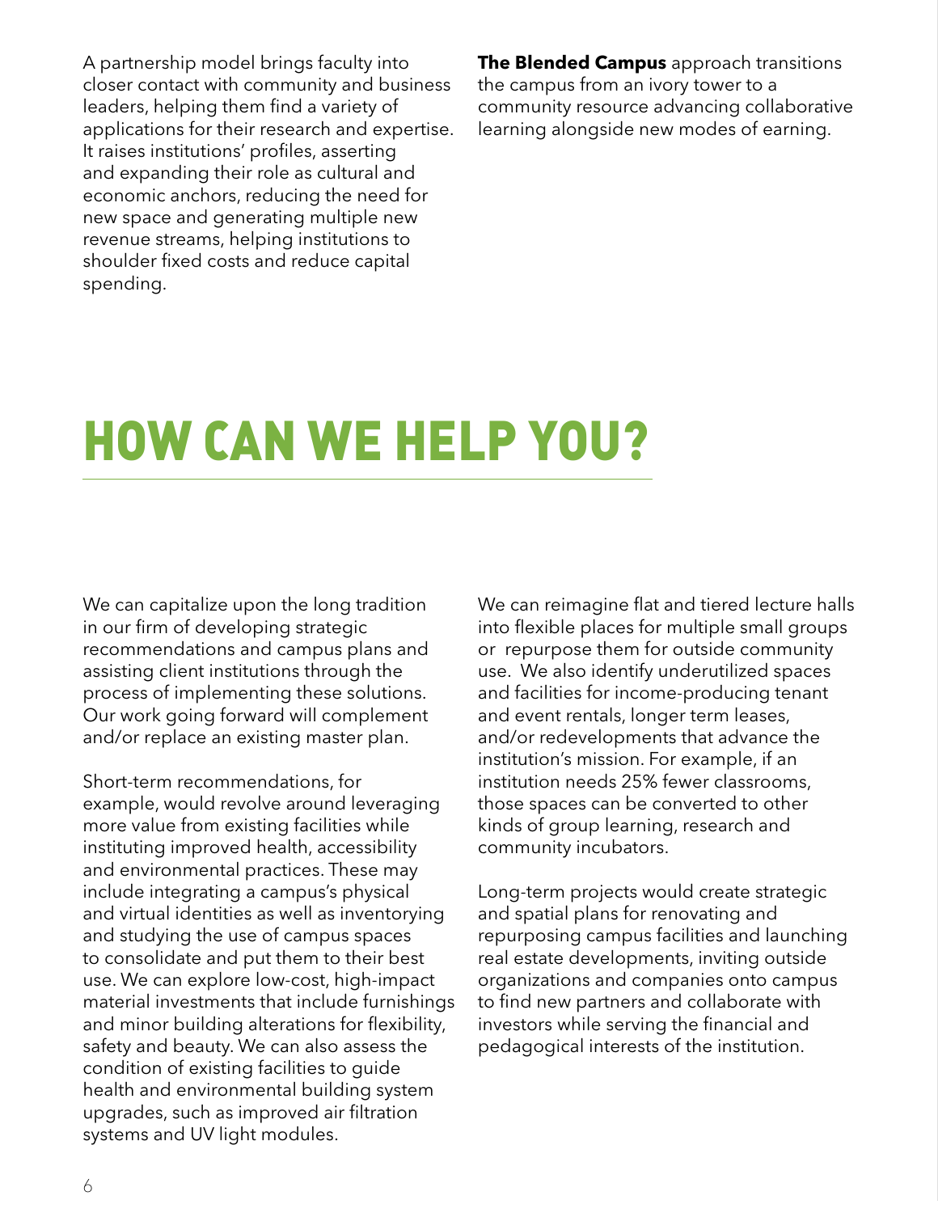A partnership model brings faculty into closer contact with community and business leaders, helping them find a variety of applications for their research and expertise. It raises institutions' profiles, asserting and expanding their role as cultural and economic anchors, reducing the need for new space and generating multiple new revenue streams, helping institutions to shoulder fixed costs and reduce capital spending.

**The Blended Campus** approach transitions the campus from an ivory tower to a community resource advancing collaborative learning alongside new modes of earning.

# HOW CAN WE HELP YOU?

We can capitalize upon the long tradition in our firm of developing strategic recommendations and campus plans and assisting client institutions through the process of implementing these solutions. Our work going forward will complement and/or replace an existing master plan.

Short-term recommendations, for example, would revolve around leveraging more value from existing facilities while instituting improved health, accessibility and environmental practices. These may include integrating a campus's physical and virtual identities as well as inventorying and studying the use of campus spaces to consolidate and put them to their best use. We can explore low-cost, high-impact material investments that include furnishings and minor building alterations for flexibility, safety and beauty. We can also assess the condition of existing facilities to guide health and environmental building system upgrades, such as improved air filtration systems and UV light modules.

We can reimagine flat and tiered lecture halls into flexible places for multiple small groups or repurpose them for outside community use. We also identify underutilized spaces and facilities for income-producing tenant and event rentals, longer term leases, and/or redevelopments that advance the institution's mission. For example, if an institution needs 25% fewer classrooms, those spaces can be converted to other kinds of group learning, research and community incubators.

Long-term projects would create strategic and spatial plans for renovating and repurposing campus facilities and launching real estate developments, inviting outside organizations and companies onto campus to find new partners and collaborate with investors while serving the financial and pedagogical interests of the institution.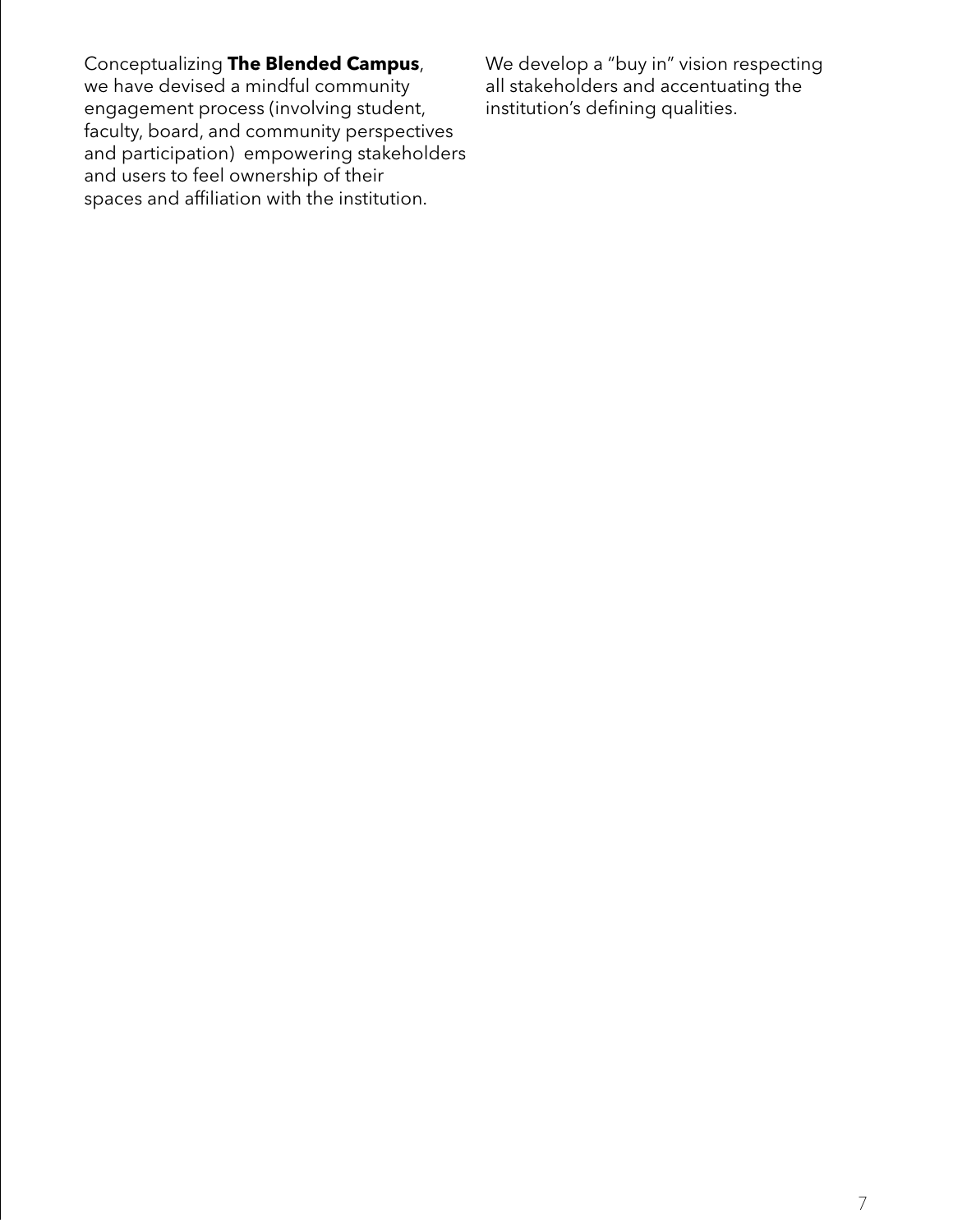Conceptualizing **The Blended Campus**, we have devised a mindful community engagement process (involving student, faculty, board, and community perspectives and participation) empowering stakeholders and users to feel ownership of their spaces and affiliation with the institution.

We develop a "buy in" vision respecting all stakeholders and accentuating the institution's defining qualities.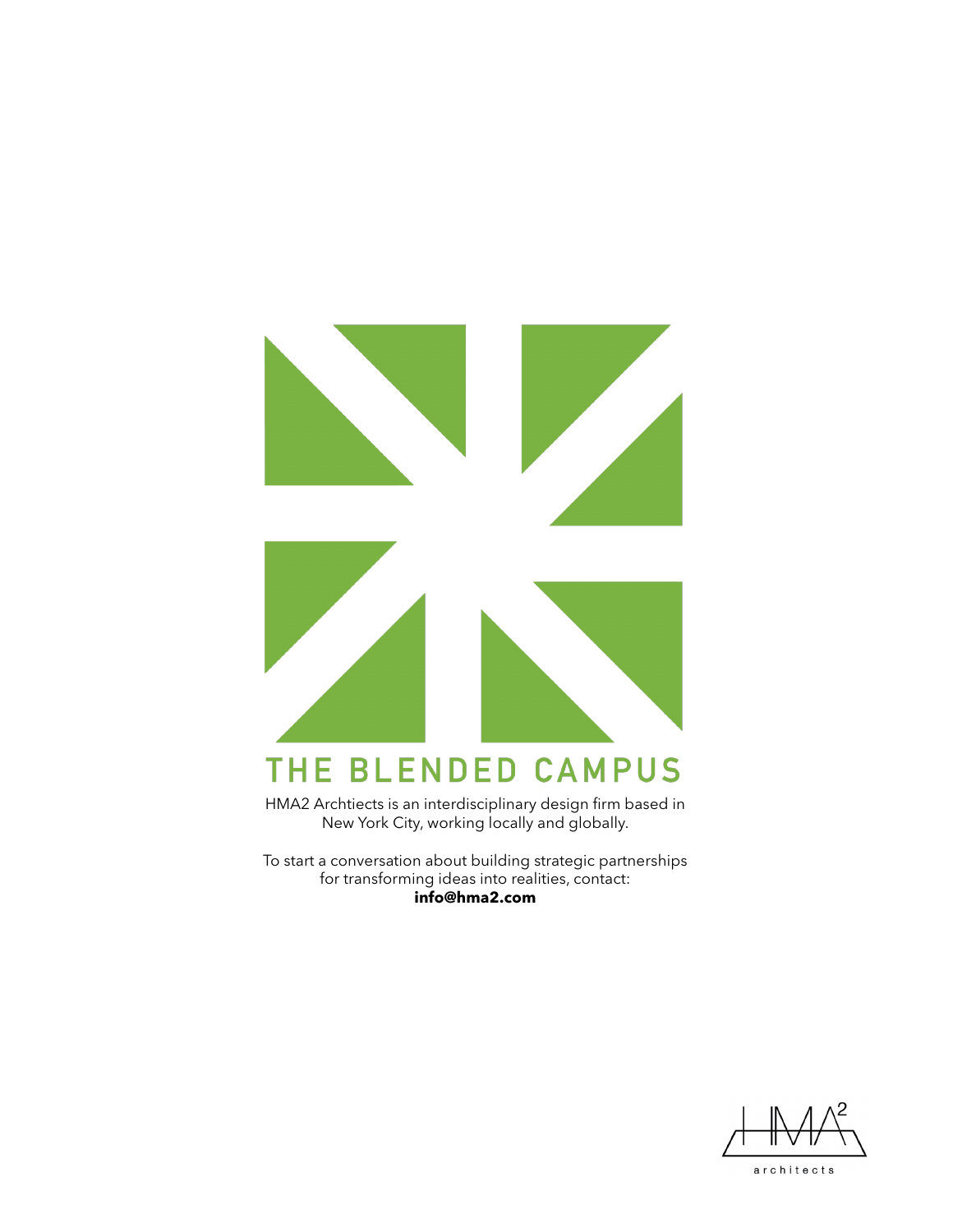# THE BLENDED CAMPUS

HMA2 Archtiects is an interdisciplinary design firm based in New York City, working locally and globally.

To start a conversation about building strategic partnerships for transforming ideas into realities, contact:
**info@hma2.com**

HMA2 architects